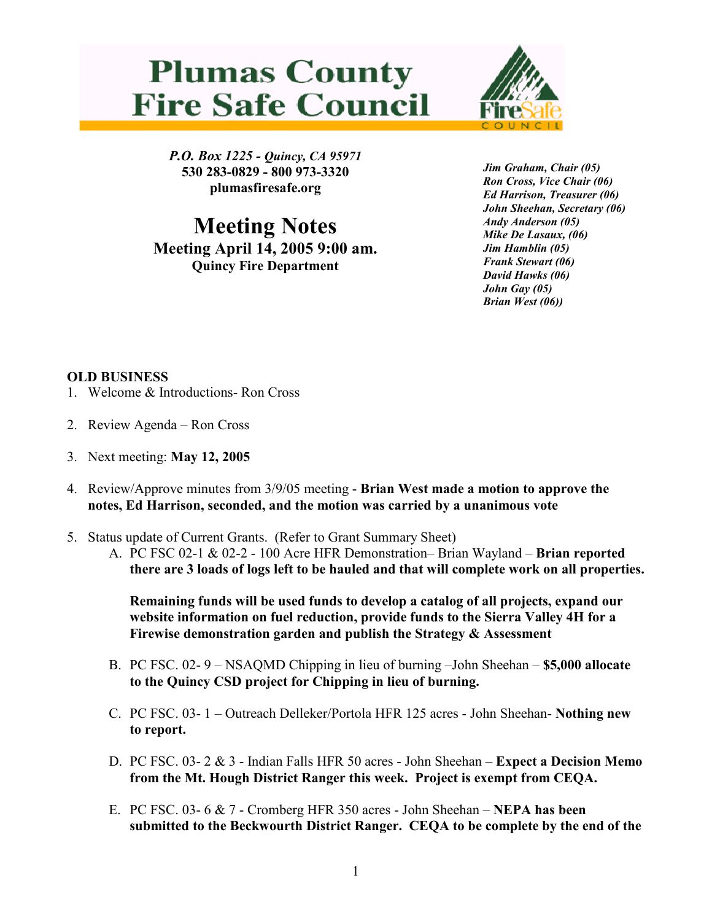# Plumas County Fire Safe Council

*P.O. Box 1225 - Quincy, CA 95971*
**530 283-0829 - 800 973-3320**
**plumasfiresafe.org**

## Meeting Notes

### Meeting April 14, 2005 9:00 am.

**Quincy Fire Department**

***Jim Graham, Chair (05)***
***Ron Cross, Vice Chair (06)***
***Ed Harrison, Treasurer (06)***
***John Sheehan, Secretary (06)***
***Andy Anderson (05)***
***Mike De Lasaux, (06)***
***Jim Hamblin (05)***
***Frank Stewart (06)***
***David Hawks (06)***
***John Gay (05)***
***Brian West (06))***

**OLD BUSINESS**

1. Welcome & Introductions- Ron Cross

2. Review Agenda – Ron Cross

3. Next meeting: **May 12, 2005**

4. Review/Approve minutes from 3/9/05 meeting - **Brian West made a motion to approve the notes, Ed Harrison, seconded, and the motion was carried by a unanimous vote**

5. Status update of Current Grants. (Refer to Grant Summary Sheet)
   A. PC FSC 02-1 & 02-2 - 100 Acre HFR Demonstration– Brian Wayland – **Brian reported there are 3 loads of logs left to be hauled and that will complete work on all properties.**

      **Remaining funds will be used funds to develop a catalog of all projects, expand our website information on fuel reduction, provide funds to the Sierra Valley 4H for a Firewise demonstration garden and publish the Strategy & Assessment**

   B. PC FSC. 02- 9 – NSAQMD Chipping in lieu of burning –John Sheehan – **$5,000 allocate to the Quincy CSD project for Chipping in lieu of burning.**

   C. PC FSC. 03- 1 – Outreach Delleker/Portola HFR 125 acres - John Sheehan- **Nothing new to report.**

   D. PC FSC. 03- 2 & 3 - Indian Falls HFR 50 acres - John Sheehan – **Expect a Decision Memo from the Mt. Hough District Ranger this week. Project is exempt from CEQA.**

   E. PC FSC. 03- 6 & 7 - Cromberg HFR 350 acres - John Sheehan – **NEPA has been submitted to the Beckwourth District Ranger. CEQA to be complete by the end of the**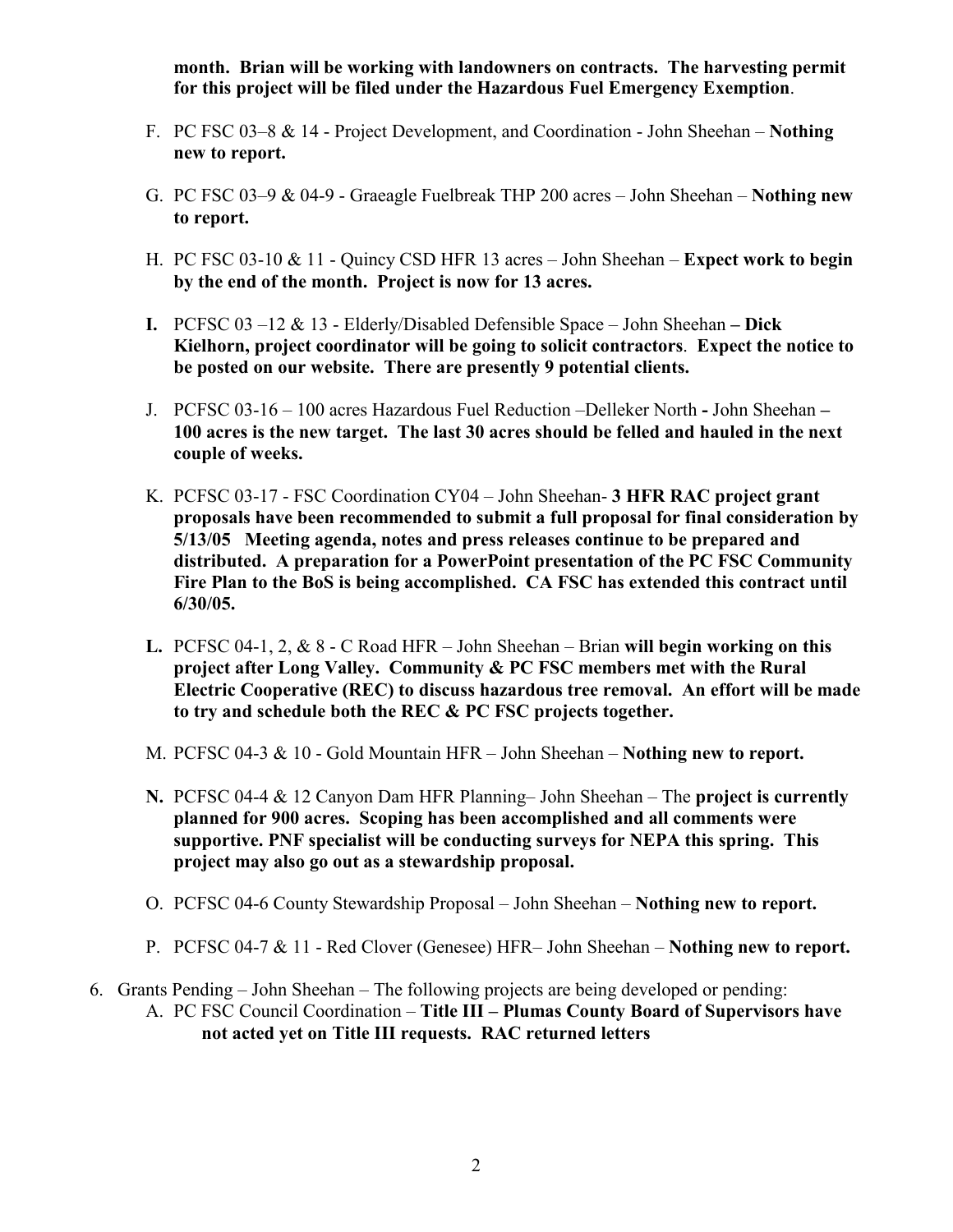**month. Brian will be working with landowners on contracts. The harvesting permit for this project will be filed under the Hazardous Fuel Emergency Exemption**.

F. PC FSC 03–8 & 14 - Project Development, and Coordination - John Sheehan – **Nothing new to report.**

G. PC FSC 03–9 & 04-9 - Graeagle Fuelbreak THP 200 acres – John Sheehan – **Nothing new to report.**

H. PC FSC 03-10 & 11 - Quincy CSD HFR 13 acres – John Sheehan – **Expect work to begin by the end of the month. Project is now for 13 acres.**

**I.** PCFSC 03 –12 & 13 - Elderly/Disabled Defensible Space – John Sheehan **– Dick Kielhorn, project coordinator will be going to solicit contractors**. **Expect the notice to be posted on our website. There are presently 9 potential clients.**

J. PCFSC 03-16 – 100 acres Hazardous Fuel Reduction –Delleker North **-** John Sheehan **– 100 acres is the new target. The last 30 acres should be felled and hauled in the next couple of weeks.**

K. PCFSC 03-17 - FSC Coordination CY04 – John Sheehan- **3 HFR RAC project grant proposals have been recommended to submit a full proposal for final consideration by 5/13/05 Meeting agenda, notes and press releases continue to be prepared and distributed. A preparation for a PowerPoint presentation of the PC FSC Community Fire Plan to the BoS is being accomplished. CA FSC has extended this contract until 6/30/05.**

**L.** PCFSC 04-1, 2, & 8 - C Road HFR – John Sheehan – Brian **will begin working on this project after Long Valley. Community & PC FSC members met with the Rural Electric Cooperative (REC) to discuss hazardous tree removal. An effort will be made to try and schedule both the REC & PC FSC projects together.**

M. PCFSC 04-3 & 10 - Gold Mountain HFR – John Sheehan – **Nothing new to report.**

**N.** PCFSC 04-4 & 12 Canyon Dam HFR Planning– John Sheehan – The **project is currently planned for 900 acres. Scoping has been accomplished and all comments were supportive. PNF specialist will be conducting surveys for NEPA this spring. This project may also go out as a stewardship proposal.**

O. PCFSC 04-6 County Stewardship Proposal – John Sheehan – **Nothing new to report.**

P. PCFSC 04-7 & 11 - Red Clover (Genesee) HFR– John Sheehan – **Nothing new to report.**

6. Grants Pending – John Sheehan – The following projects are being developed or pending:
   A. PC FSC Council Coordination – **Title III – Plumas County Board of Supervisors have not acted yet on Title III requests. RAC returned letters**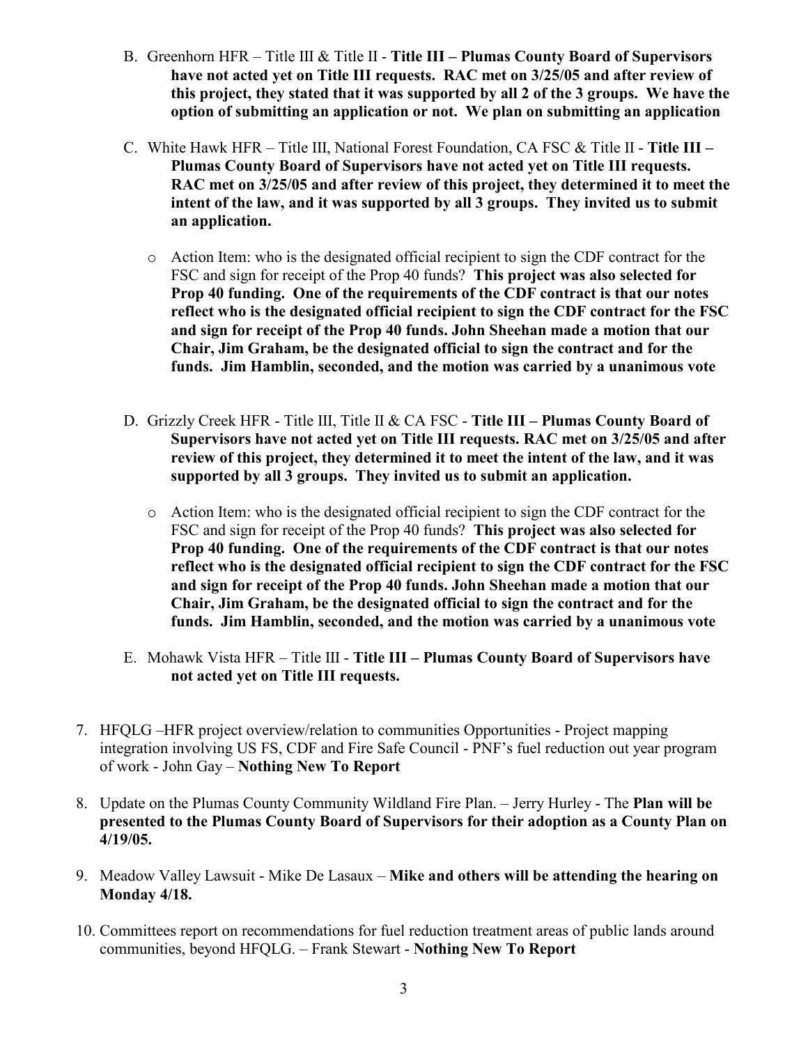B. Greenhorn HFR – Title III & Title II - **Title III – Plumas County Board of Supervisors have not acted yet on Title III requests. RAC met on 3/25/05 and after review of this project, they stated that it was supported by all 2 of the 3 groups. We have the option of submitting an application or not. We plan on submitting an application**

C. White Hawk HFR – Title III, National Forest Foundation, CA FSC & Title II - **Title III – Plumas County Board of Supervisors have not acted yet on Title III requests. RAC met on 3/25/05 and after review of this project, they determined it to meet the intent of the law, and it was supported by all 3 groups. They invited us to submit an application.**

   - Action Item: who is the designated official recipient to sign the CDF contract for the FSC and sign for receipt of the Prop 40 funds? **This project was also selected for Prop 40 funding. One of the requirements of the CDF contract is that our notes reflect who is the designated official recipient to sign the CDF contract for the FSC and sign for receipt of the Prop 40 funds. John Sheehan made a motion that our Chair, Jim Graham, be the designated official to sign the contract and for the funds. Jim Hamblin, seconded, and the motion was carried by a unanimous vote**

D. Grizzly Creek HFR - Title III, Title II & CA FSC - **Title III – Plumas County Board of Supervisors have not acted yet on Title III requests. RAC met on 3/25/05 and after review of this project, they determined it to meet the intent of the law, and it was supported by all 3 groups. They invited us to submit an application.**

   - Action Item: who is the designated official recipient to sign the CDF contract for the FSC and sign for receipt of the Prop 40 funds? **This project was also selected for Prop 40 funding. One of the requirements of the CDF contract is that our notes reflect who is the designated official recipient to sign the CDF contract for the FSC and sign for receipt of the Prop 40 funds. John Sheehan made a motion that our Chair, Jim Graham, be the designated official to sign the contract and for the funds. Jim Hamblin, seconded, and the motion was carried by a unanimous vote**

E. Mohawk Vista HFR – Title III - **Title III – Plumas County Board of Supervisors have not acted yet on Title III requests.**

7. HFQLG –HFR project overview/relation to communities Opportunities - Project mapping integration involving US FS, CDF and Fire Safe Council - PNF's fuel reduction out year program of work - John Gay – **Nothing New To Report**

8. Update on the Plumas County Community Wildland Fire Plan. – Jerry Hurley - The **Plan will be presented to the Plumas County Board of Supervisors for their adoption as a County Plan on 4/19/05.**

9. Meadow Valley Lawsuit - Mike De Lasaux – **Mike and others will be attending the hearing on Monday 4/18.**

10. Committees report on recommendations for fuel reduction treatment areas of public lands around communities, beyond HFQLG. – Frank Stewart - **Nothing New To Report**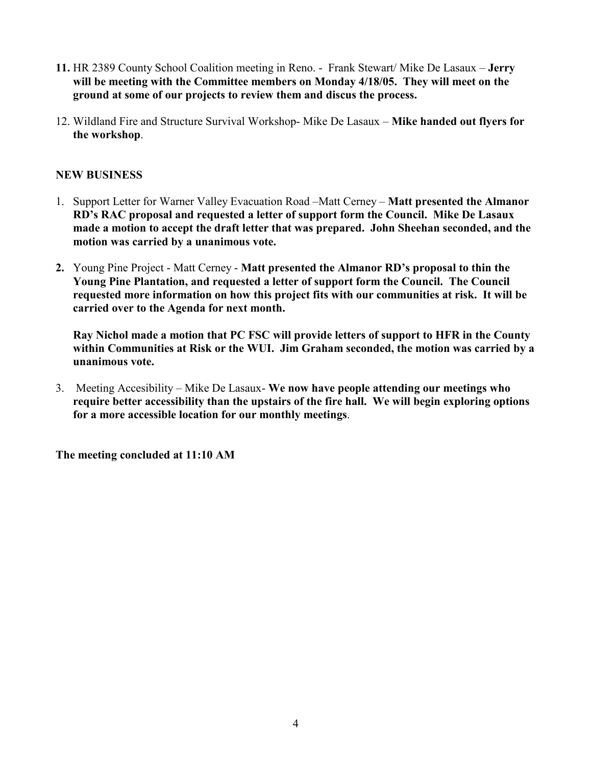**11.** HR 2389 County School Coalition meeting in Reno. - Frank Stewart/ Mike De Lasaux – **Jerry will be meeting with the Committee members on Monday 4/18/05. They will meet on the ground at some of our projects to review them and discus the process.**

12. Wildland Fire and Structure Survival Workshop- Mike De Lasaux – **Mike handed out flyers for the workshop**.

**NEW BUSINESS**

1. Support Letter for Warner Valley Evacuation Road –Matt Cerney – **Matt presented the Almanor RD's RAC proposal and requested a letter of support form the Council. Mike De Lasaux made a motion to accept the draft letter that was prepared. John Sheehan seconded, and the motion was carried by a unanimous vote.**

**2.** Young Pine Project - Matt Cerney - **Matt presented the Almanor RD's proposal to thin the Young Pine Plantation, and requested a letter of support form the Council. The Council requested more information on how this project fits with our communities at risk. It will be carried over to the Agenda for next month.**

   **Ray Nichol made a motion that PC FSC will provide letters of support to HFR in the County within Communities at Risk or the WUI. Jim Graham seconded, the motion was carried by a unanimous vote.**

3. Meeting Accesibility – Mike De Lasaux- **We now have people attending our meetings who require better accessibility than the upstairs of the fire hall. We will begin exploring options for a more accessible location for our monthly meetings**.

**The meeting concluded at 11:10 AM**